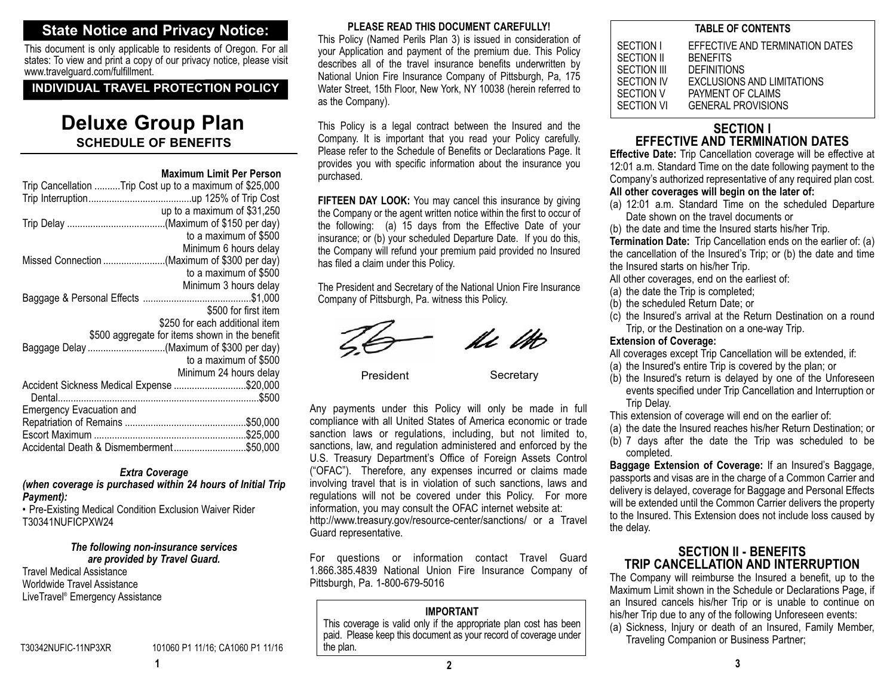## State Notice and Privacy Notice:

This document is only applicable to residents of Oregon. For all states: To view and print a copy of our privacy notice, please visit www.travelguard.com/fulfillment.

**INDIVIDUAL TRAVEL PROTECTION POLICY**

# Deluxe Group Plan

## SCHEDULE OF BENEFITS

| | Maximum Limit Per Person |
|---|---|
| Trip Cancellation | Trip Cost up to a maximum of $25,000 |
| Trip Interruption | up 125% of Trip Cost up to a maximum of $31,250 |
| Trip Delay | (Maximum of $150 per day) to a maximum of $500 Minimum 6 hours delay |
| Missed Connection | (Maximum of $300 per day) to a maximum of $500 Minimum 3 hours delay |
| Baggage & Personal Effects | $1,000 $500 for first item $250 for each additional item $500 aggregate for items shown in the benefit |
| Baggage Delay | (Maximum of $300 per day) to a maximum of $500 Minimum 24 hours delay |
| Accident Sickness Medical Expense | $20,000 |
| Dental | $500 |
| Emergency Evacuation and Repatriation of Remains | $50,000 |
| Escort Maximum | $25,000 |
| Accidental Death & Dismemberment | $50,000 |

***Extra Coverage***
***(when coverage is purchased within 24 hours of Initial Trip Payment):***

• Pre-Existing Medical Condition Exclusion Waiver Rider T30341NUFICPXW24

***The following non-insurance services are provided by Travel Guard.***

Travel Medical Assistance
Worldwide Travel Assistance
LiveTravel® Emergency Assistance

T30342NUFIC-11NP3XR 101060 P1 11/16; CA1060 P1 11/16

**PLEASE READ THIS DOCUMENT CAREFULLY!**

This Policy (Named Perils Plan 3) is issued in consideration of your Application and payment of the premium due. This Policy describes all of the travel insurance benefits underwritten by National Union Fire Insurance Company of Pittsburgh, Pa, 175 Water Street, 15th Floor, New York, NY 10038 (herein referred to as the Company).

This Policy is a legal contract between the Insured and the Company. It is important that you read your Policy carefully. Please refer to the Schedule of Benefits or Declarations Page. It provides you with specific information about the insurance you purchased.

**FIFTEEN DAY LOOK:** You may cancel this insurance by giving the Company or the agent written notice within the first to occur of the following: (a) 15 days from the Effective Date of your insurance; or (b) your scheduled Departure Date. If you do this, the Company will refund your premium paid provided no Insured has filed a claim under this Policy.

The President and Secretary of the National Union Fire Insurance Company of Pittsburgh, Pa. witness this Policy.

President Secretary

Any payments under this Policy will only be made in full compliance with all United States of America economic or trade sanction laws or regulations, including, but not limited to, sanctions, law, and regulation administered and enforced by the U.S. Treasury Department's Office of Foreign Assets Control ("OFAC"). Therefore, any expenses incurred or claims made involving travel that is in violation of such sanctions, laws and regulations will not be covered under this Policy. For more information, you may consult the OFAC internet website at: http://www.treasury.gov/resource-center/sanctions/ or a Travel Guard representative.

For questions or information contact Travel Guard 1.866.385.4839 National Union Fire Insurance Company of Pittsburgh, Pa. 1-800-679-5016

**IMPORTANT**

This coverage is valid only if the appropriate plan cost has been paid. Please keep this document as your record of coverage under the plan.

**TABLE OF CONTENTS**

| | |
|---|---|
| SECTION I | EFFECTIVE AND TERMINATION DATES |
| SECTION II | BENEFITS |
| SECTION III | DEFINITIONS |
| SECTION IV | EXCLUSIONS AND LIMITATIONS |
| SECTION V | PAYMENT OF CLAIMS |
| SECTION VI | GENERAL PROVISIONS |

## SECTION I EFFECTIVE AND TERMINATION DATES

**Effective Date:** Trip Cancellation coverage will be effective at 12:01 a.m. Standard Time on the date following payment to the Company's authorized representative of any required plan cost.

**All other coverages will begin on the later of:**

(a) 12:01 a.m. Standard Time on the scheduled Departure Date shown on the travel documents or
(b) the date and time the Insured starts his/her Trip.

**Termination Date:** Trip Cancellation ends on the earlier of: (a) the cancellation of the Insured's Trip; or (b) the date and time the Insured starts on his/her Trip.

All other coverages, end on the earliest of:

(a) the date the Trip is completed;
(b) the scheduled Return Date; or
(c) the Insured's arrival at the Return Destination on a round Trip, or the Destination on a one-way Trip.

**Extension of Coverage:**

All coverages except Trip Cancellation will be extended, if:

(a) the Insured's entire Trip is covered by the plan; or
(b) the Insured's return is delayed by one of the Unforeseen events specified under Trip Cancellation and Interruption or Trip Delay.

This extension of coverage will end on the earlier of:

(a) the date the Insured reaches his/her Return Destination; or
(b) 7 days after the date the Trip was scheduled to be completed.

**Baggage Extension of Coverage:** If an Insured's Baggage, passports and visas are in the charge of a Common Carrier and delivery is delayed, coverage for Baggage and Personal Effects will be extended until the Common Carrier delivers the property to the Insured. This Extension does not include loss caused by the delay.

## SECTION II - BENEFITS TRIP CANCELLATION AND INTERRUPTION

The Company will reimburse the Insured a benefit, up to the Maximum Limit shown in the Schedule or Declarations Page, if an Insured cancels his/her Trip or is unable to continue on his/her Trip due to any of the following Unforeseen events:

(a) Sickness, Injury or death of an Insured, Family Member, Traveling Companion or Business Partner;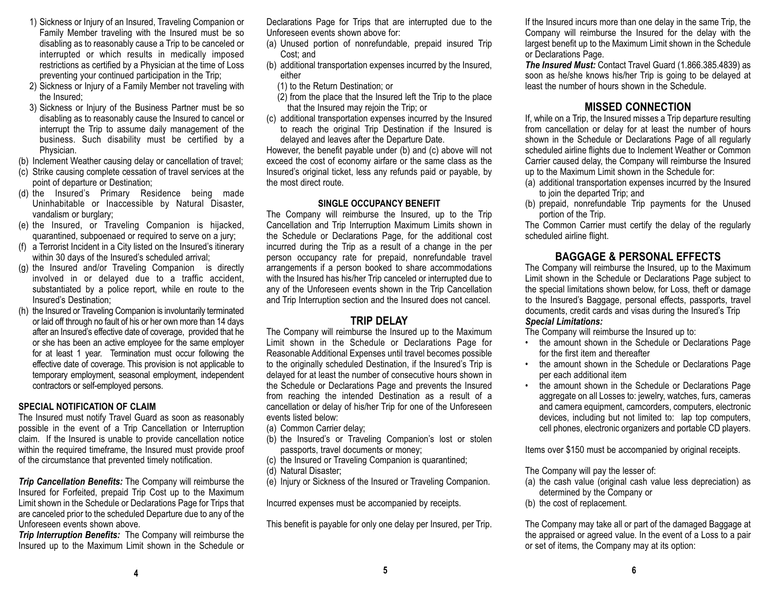1) Sickness or Injury of an Insured, Traveling Companion or Family Member traveling with the Insured must be so disabling as to reasonably cause a Trip to be canceled or interrupted or which results in medically imposed restrictions as certified by a Physician at the time of Loss preventing your continued participation in the Trip;
2) Sickness or Injury of a Family Member not traveling with the Insured;
3) Sickness or Injury of the Business Partner must be so disabling as to reasonably cause the Insured to cancel or interrupt the Trip to assume daily management of the business. Such disability must be certified by a Physician.

(b) Inclement Weather causing delay or cancellation of travel;
(c) Strike causing complete cessation of travel services at the point of departure or Destination;
(d) the Insured's Primary Residence being made Uninhabitable or Inaccessible by Natural Disaster, vandalism or burglary;
(e) the Insured, or Traveling Companion is hijacked, quarantined, subpoenaed or required to serve on a jury;
(f) a Terrorist Incident in a City listed on the Insured's itinerary within 30 days of the Insured's scheduled arrival;
(g) the Insured and/or Traveling Companion is directly involved in or delayed due to a traffic accident, substantiated by a police report, while en route to the Insured's Destination;
(h) the Insured or Traveling Companion is involuntarily terminated or laid off through no fault of his or her own more than 14 days after an Insured's effective date of coverage, provided that he or she has been an active employee for the same employer for at least 1 year. Termination must occur following the effective date of coverage. This provision is not applicable to temporary employment, seasonal employment, independent contractors or self-employed persons.

**SPECIAL NOTIFICATION OF CLAIM**

The Insured must notify Travel Guard as soon as reasonably possible in the event of a Trip Cancellation or Interruption claim. If the Insured is unable to provide cancellation notice within the required timeframe, the Insured must provide proof of the circumstance that prevented timely notification.

***Trip Cancellation Benefits:*** The Company will reimburse the Insured for Forfeited, prepaid Trip Cost up to the Maximum Limit shown in the Schedule or Declarations Page for Trips that are canceled prior to the scheduled Departure due to any of the Unforeseen events shown above.

***Trip Interruption Benefits:*** The Company will reimburse the Insured up to the Maximum Limit shown in the Schedule or Declarations Page for Trips that are interrupted due to the Unforeseen events shown above for:

(a) Unused portion of nonrefundable, prepaid insured Trip Cost; and
(b) additional transportation expenses incurred by the Insured, either
   (1) to the Return Destination; or
   (2) from the place that the Insured left the Trip to the place that the Insured may rejoin the Trip; or
(c) additional transportation expenses incurred by the Insured to reach the original Trip Destination if the Insured is delayed and leaves after the Departure Date.

However, the benefit payable under (b) and (c) above will not exceed the cost of economy airfare or the same class as the Insured's original ticket, less any refunds paid or payable, by the most direct route.

**SINGLE OCCUPANCY BENEFIT**

The Company will reimburse the Insured, up to the Trip Cancellation and Trip Interruption Maximum Limits shown in the Schedule or Declarations Page, for the additional cost incurred during the Trip as a result of a change in the per person occupancy rate for prepaid, nonrefundable travel arrangements if a person booked to share accommodations with the Insured has his/her Trip canceled or interrupted due to any of the Unforeseen events shown in the Trip Cancellation and Trip Interruption section and the Insured does not cancel.

## TRIP DELAY

The Company will reimburse the Insured up to the Maximum Limit shown in the Schedule or Declarations Page for Reasonable Additional Expenses until travel becomes possible to the originally scheduled Destination, if the Insured's Trip is delayed for at least the number of consecutive hours shown in the Schedule or Declarations Page and prevents the Insured from reaching the intended Destination as a result of a cancellation or delay of his/her Trip for one of the Unforeseen events listed below:

(a) Common Carrier delay;
(b) the Insured's or Traveling Companion's lost or stolen passports, travel documents or money;
(c) the Insured or Traveling Companion is quarantined;
(d) Natural Disaster;
(e) Injury or Sickness of the Insured or Traveling Companion.

Incurred expenses must be accompanied by receipts.

This benefit is payable for only one delay per Insured, per Trip. If the Insured incurs more than one delay in the same Trip, the Company will reimburse the Insured for the delay with the largest benefit up to the Maximum Limit shown in the Schedule or Declarations Page.

***The Insured Must:*** Contact Travel Guard (1.866.385.4839) as soon as he/she knows his/her Trip is going to be delayed at least the number of hours shown in the Schedule.

## MISSED CONNECTION

If, while on a Trip, the Insured misses a Trip departure resulting from cancellation or delay for at least the number of hours shown in the Schedule or Declarations Page of all regularly scheduled airline flights due to Inclement Weather or Common Carrier caused delay, the Company will reimburse the Insured up to the Maximum Limit shown in the Schedule for:

(a) additional transportation expenses incurred by the Insured to join the departed Trip; and
(b) prepaid, nonrefundable Trip payments for the Unused portion of the Trip.

The Common Carrier must certify the delay of the regularly scheduled airline flight.

## BAGGAGE & PERSONAL EFFECTS

The Company will reimburse the Insured, up to the Maximum Limit shown in the Schedule or Declarations Page subject to the special limitations shown below, for Loss, theft or damage to the Insured's Baggage, personal effects, passports, travel documents, credit cards and visas during the Insured's Trip

***Special Limitations:***

The Company will reimburse the Insured up to:

- the amount shown in the Schedule or Declarations Page for the first item and thereafter
- the amount shown in the Schedule or Declarations Page per each additional item
- the amount shown in the Schedule or Declarations Page aggregate on all Losses to: jewelry, watches, furs, cameras and camera equipment, camcorders, computers, electronic devices, including but not limited to: lap top computers, cell phones, electronic organizers and portable CD players.

Items over $150 must be accompanied by original receipts.

The Company will pay the lesser of:

(a) the cash value (original cash value less depreciation) as determined by the Company or
(b) the cost of replacement.

The Company may take all or part of the damaged Baggage at the appraised or agreed value. In the event of a Loss to a pair or set of items, the Company may at its option: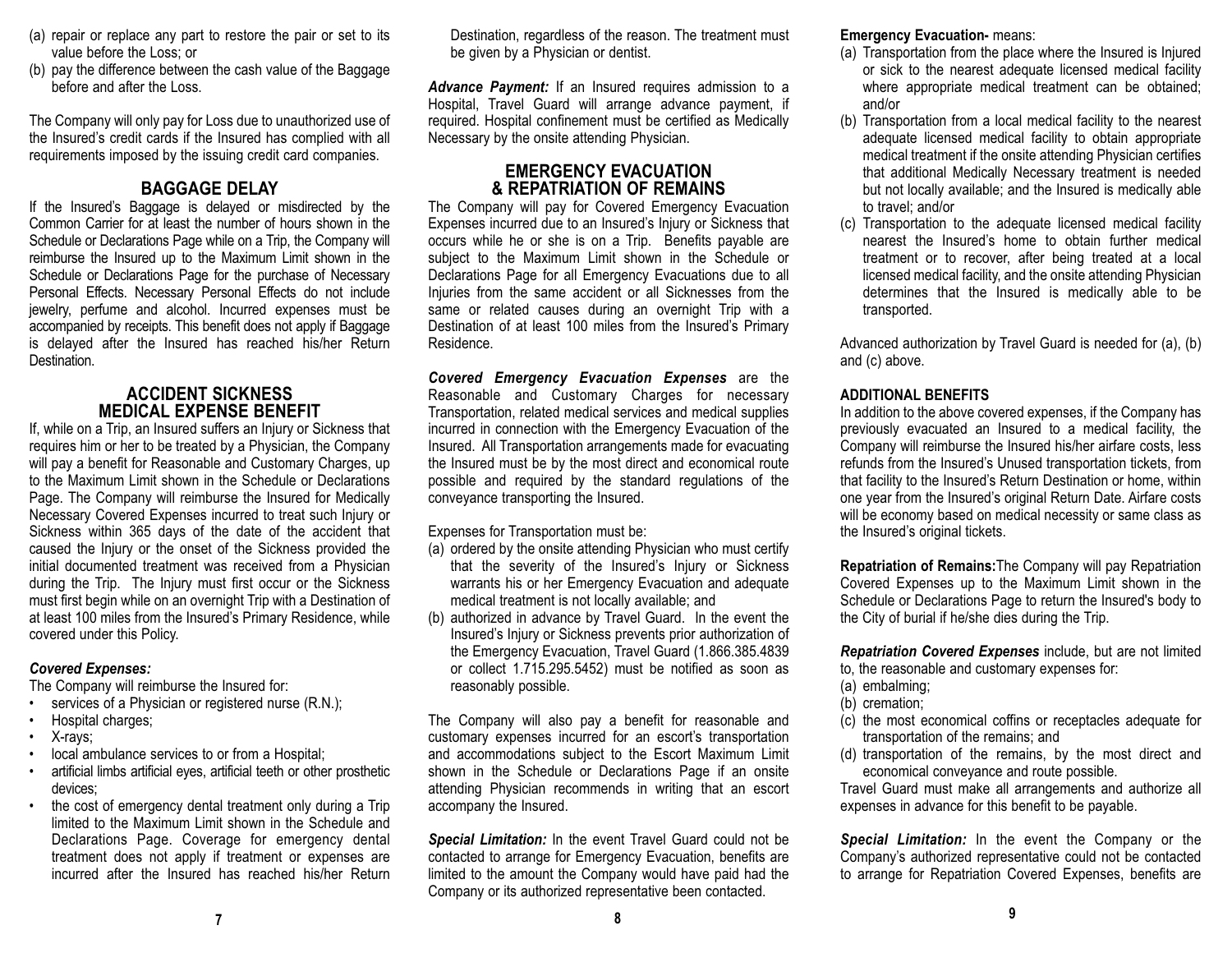(a) repair or replace any part to restore the pair or set to its value before the Loss; or
(b) pay the difference between the cash value of the Baggage before and after the Loss.

The Company will only pay for Loss due to unauthorized use of the Insured's credit cards if the Insured has complied with all requirements imposed by the issuing credit card companies.

## BAGGAGE DELAY

If the Insured's Baggage is delayed or misdirected by the Common Carrier for at least the number of hours shown in the Schedule or Declarations Page while on a Trip, the Company will reimburse the Insured up to the Maximum Limit shown in the Schedule or Declarations Page for the purchase of Necessary Personal Effects. Necessary Personal Effects do not include jewelry, perfume and alcohol. Incurred expenses must be accompanied by receipts. This benefit does not apply if Baggage is delayed after the Insured has reached his/her Return Destination.

## ACCIDENT SICKNESS MEDICAL EXPENSE BENEFIT

If, while on a Trip, an Insured suffers an Injury or Sickness that requires him or her to be treated by a Physician, the Company will pay a benefit for Reasonable and Customary Charges, up to the Maximum Limit shown in the Schedule or Declarations Page. The Company will reimburse the Insured for Medically Necessary Covered Expenses incurred to treat such Injury or Sickness within 365 days of the date of the accident that caused the Injury or the onset of the Sickness provided the initial documented treatment was received from a Physician during the Trip. The Injury must first occur or the Sickness must first begin while on an overnight Trip with a Destination of at least 100 miles from the Insured's Primary Residence, while covered under this Policy.

***Covered Expenses:***

The Company will reimburse the Insured for:

- services of a Physician or registered nurse (R.N.);
- Hospital charges;
- X-rays;
- local ambulance services to or from a Hospital;
- artificial limbs artificial eyes, artificial teeth or other prosthetic devices;
- the cost of emergency dental treatment only during a Trip limited to the Maximum Limit shown in the Schedule and Declarations Page. Coverage for emergency dental treatment does not apply if treatment or expenses are incurred after the Insured has reached his/her Return Destination, regardless of the reason. The treatment must be given by a Physician or dentist.

***Advance Payment:*** If an Insured requires admission to a Hospital, Travel Guard will arrange advance payment, if required. Hospital confinement must be certified as Medically Necessary by the onsite attending Physician.

## EMERGENCY EVACUATION & REPATRIATION OF REMAINS

The Company will pay for Covered Emergency Evacuation Expenses incurred due to an Insured's Injury or Sickness that occurs while he or she is on a Trip. Benefits payable are subject to the Maximum Limit shown in the Schedule or Declarations Page for all Emergency Evacuations due to all Injuries from the same accident or all Sicknesses from the same or related causes during an overnight Trip with a Destination of at least 100 miles from the Insured's Primary Residence.

***Covered Emergency Evacuation Expenses*** are the Reasonable and Customary Charges for necessary Transportation, related medical services and medical supplies incurred in connection with the Emergency Evacuation of the Insured. All Transportation arrangements made for evacuating the Insured must be by the most direct and economical route possible and required by the standard regulations of the conveyance transporting the Insured.

Expenses for Transportation must be:

(a) ordered by the onsite attending Physician who must certify that the severity of the Insured's Injury or Sickness warrants his or her Emergency Evacuation and adequate medical treatment is not locally available; and
(b) authorized in advance by Travel Guard. In the event the Insured's Injury or Sickness prevents prior authorization of the Emergency Evacuation, Travel Guard (1.866.385.4839 or collect 1.715.295.5452) must be notified as soon as reasonably possible.

The Company will also pay a benefit for reasonable and customary expenses incurred for an escort's transportation and accommodations subject to the Escort Maximum Limit shown in the Schedule or Declarations Page if an onsite attending Physician recommends in writing that an escort accompany the Insured.

***Special Limitation:*** In the event Travel Guard could not be contacted to arrange for Emergency Evacuation, benefits are limited to the amount the Company would have paid had the Company or its authorized representative been contacted.

**Emergency Evacuation-** means:

(a) Transportation from the place where the Insured is Injured or sick to the nearest adequate licensed medical facility where appropriate medical treatment can be obtained; and/or
(b) Transportation from a local medical facility to the nearest adequate licensed medical facility to obtain appropriate medical treatment if the onsite attending Physician certifies that additional Medically Necessary treatment is needed but not locally available; and the Insured is medically able to travel; and/or
(c) Transportation to the adequate licensed medical facility nearest the Insured's home to obtain further medical treatment or to recover, after being treated at a local licensed medical facility, and the onsite attending Physician determines that the Insured is medically able to be transported.

Advanced authorization by Travel Guard is needed for (a), (b) and (c) above.

**ADDITIONAL BENEFITS**

In addition to the above covered expenses, if the Company has previously evacuated an Insured to a medical facility, the Company will reimburse the Insured his/her airfare costs, less refunds from the Insured's Unused transportation tickets, from that facility to the Insured's Return Destination or home, within one year from the Insured's original Return Date. Airfare costs will be economy based on medical necessity or same class as the Insured's original tickets.

**Repatriation of Remains:**The Company will pay Repatriation Covered Expenses up to the Maximum Limit shown in the Schedule or Declarations Page to return the Insured's body to the City of burial if he/she dies during the Trip.

***Repatriation Covered Expenses*** include, but are not limited to, the reasonable and customary expenses for:

(a) embalming;
(b) cremation;
(c) the most economical coffins or receptacles adequate for transportation of the remains; and
(d) transportation of the remains, by the most direct and economical conveyance and route possible.

Travel Guard must make all arrangements and authorize all expenses in advance for this benefit to be payable.

***Special Limitation:*** In the event the Company or the Company's authorized representative could not be contacted to arrange for Repatriation Covered Expenses, benefits are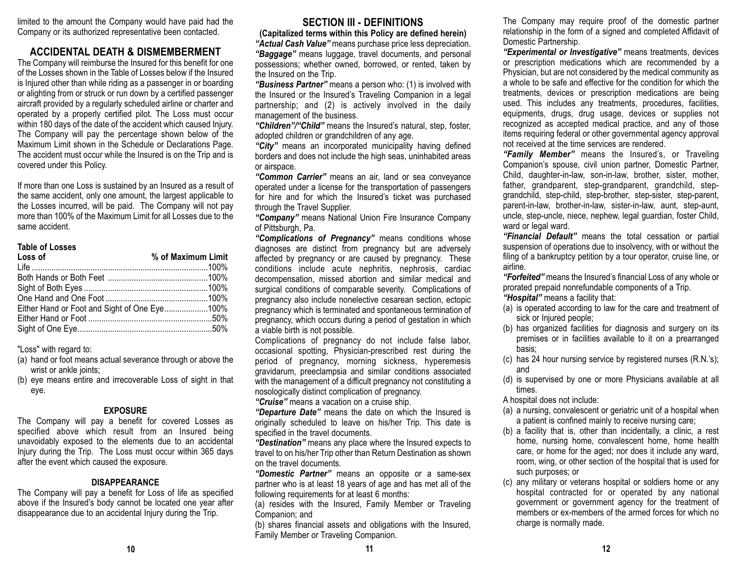limited to the amount the Company would have paid had the Company or its authorized representative been contacted.

## ACCIDENTAL DEATH & DISMEMBERMENT

The Company will reimburse the Insured for this benefit for one of the Losses shown in the Table of Losses below if the Insured is Injured other than while riding as a passenger in or boarding or alighting from or struck or run down by a certified passenger aircraft provided by a regularly scheduled airline or charter and operated by a properly certified pilot. The Loss must occur within 180 days of the date of the accident which caused Injury. The Company will pay the percentage shown below of the Maximum Limit shown in the Schedule or Declarations Page. The accident must occur while the Insured is on the Trip and is covered under this Policy.

If more than one Loss is sustained by an Insured as a result of the same accident, only one amount, the largest applicable to the Losses incurred, will be paid. The Company will not pay more than 100% of the Maximum Limit for all Losses due to the same accident.

**Table of Losses**

| Loss of | % of Maximum Limit |
|---|---|
| Life | 100% |
| Both Hands or Both Feet | 100% |
| Sight of Both Eyes | 100% |
| One Hand and One Foot | 100% |
| Either Hand or Foot and Sight of One Eye | 100% |
| Either Hand or Foot | 50% |
| Sight of One Eye | 50% |

"Loss" with regard to:

(a) hand or foot means actual severance through or above the wrist or ankle joints;

(b) eye means entire and irrecoverable Loss of sight in that eye.

### EXPOSURE

The Company will pay a benefit for covered Losses as specified above which result from an Insured being unavoidably exposed to the elements due to an accidental Injury during the Trip. The Loss must occur within 365 days after the event which caused the exposure.

### DISAPPEARANCE

The Company will pay a benefit for Loss of life as specified above if the Insured's body cannot be located one year after disappearance due to an accidental Injury during the Trip.

## SECTION III - DEFINITIONS

**(Capitalized terms within this Policy are defined herein)**

***"Actual Cash Value"*** means purchase price less depreciation.

***"Baggage"*** means luggage, travel documents, and personal possessions; whether owned, borrowed, or rented, taken by the Insured on the Trip.

***"Business Partner"*** means a person who: (1) is involved with the Insured or the Insured's Traveling Companion in a legal partnership; and (2) is actively involved in the daily management of the business.

***"Children"/"Child"*** means the Insured's natural, step, foster, adopted children or grandchildren of any age.

***"City"*** means an incorporated municipality having defined borders and does not include the high seas, uninhabited areas or airspace.

***"Common Carrier"*** means an air, land or sea conveyance operated under a license for the transportation of passengers for hire and for which the Insured's ticket was purchased through the Travel Supplier.

***"Company"*** means National Union Fire Insurance Company of Pittsburgh, Pa.

***"Complications of Pregnancy"*** means conditions whose diagnoses are distinct from pregnancy but are adversely affected by pregnancy or are caused by pregnancy. These conditions include acute nephritis, nephrosis, cardiac decompensation, missed abortion and similar medical and surgical conditions of comparable severity. Complications of pregnancy also include nonelective cesarean section, ectopic pregnancy which is terminated and spontaneous termination of pregnancy, which occurs during a period of gestation in which a viable birth is not possible.

Complications of pregnancy do not include false labor, occasional spotting, Physician-prescribed rest during the period of pregnancy, morning sickness, hyperemesis gravidarum, preeclampsia and similar conditions associated with the management of a difficult pregnancy not constituting a nosologically distinct complication of pregnancy.

***"Cruise"*** means a vacation on a cruise ship.

***"Departure Date"*** means the date on which the Insured is originally scheduled to leave on his/her Trip. This date is specified in the travel documents.

***"Destination"*** means any place where the Insured expects to travel to on his/her Trip other than Return Destination as shown on the travel documents.

***"Domestic Partner"*** means an opposite or a same-sex partner who is at least 18 years of age and has met all of the following requirements for at least 6 months:

(a) resides with the Insured, Family Member or Traveling Companion; and

(b) shares financial assets and obligations with the Insured, Family Member or Traveling Companion.

The Company may require proof of the domestic partner relationship in the form of a signed and completed Affidavit of Domestic Partnership.

***"Experimental or Investigative"*** means treatments, devices or prescription medications which are recommended by a Physician, but are not considered by the medical community as a whole to be safe and effective for the condition for which the treatments, devices or prescription medications are being used. This includes any treatments, procedures, facilities, equipments, drugs, drug usage, devices or supplies not recognized as accepted medical practice, and any of those items requiring federal or other governmental agency approval not received at the time services are rendered.

***"Family Member"*** means the Insured's, or Traveling Companion's spouse, civil union partner, Domestic Partner, Child, daughter-in-law, son-in-law, brother, sister, mother, father, grandparent, step-grandparent, grandchild, step-grandchild, step-child, step-brother, step-sister, step-parent, parent-in-law, brother-in-law, sister-in-law, aunt, step-aunt, uncle, step-uncle, niece, nephew, legal guardian, foster Child, ward or legal ward.

***"Financial Default"*** means the total cessation or partial suspension of operations due to insolvency, with or without the filing of a bankruptcy petition by a tour operator, cruise line, or airline.

***"Forfeited"*** means the Insured's financial Loss of any whole or prorated prepaid nonrefundable components of a Trip.

***"Hospital"*** means a facility that:

(a) is operated according to law for the care and treatment of sick or Injured people;

(b) has organized facilities for diagnosis and surgery on its premises or in facilities available to it on a prearranged basis;

(c) has 24 hour nursing service by registered nurses (R.N.'s); and

(d) is supervised by one or more Physicians available at all times.

A hospital does not include:

(a) a nursing, convalescent or geriatric unit of a hospital when a patient is confined mainly to receive nursing care;

(b) a facility that is, other than incidentally, a clinic, a rest home, nursing home, convalescent home, home health care, or home for the aged; nor does it include any ward, room, wing, or other section of the hospital that is used for such purposes; or

(c) any military or veterans hospital or soldiers home or any hospital contracted for or operated by any national government or government agency for the treatment of members or ex-members of the armed forces for which no charge is normally made.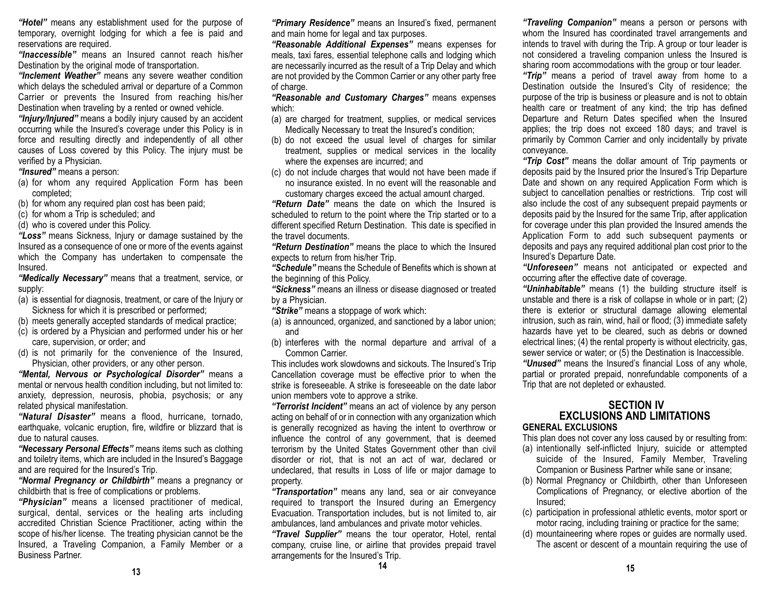***"Hotel"*** means any establishment used for the purpose of temporary, overnight lodging for which a fee is paid and reservations are required.

***"Inaccessible"*** means an Insured cannot reach his/her Destination by the original mode of transportation.

***"Inclement Weather"*** means any severe weather condition which delays the scheduled arrival or departure of a Common Carrier or prevents the Insured from reaching his/her Destination when traveling by a rented or owned vehicle.

***"Injury/Injured"*** means a bodily injury caused by an accident occurring while the Insured's coverage under this Policy is in force and resulting directly and independently of all other causes of Loss covered by this Policy. The injury must be verified by a Physician.

***"Insured"*** means a person:

(a) for whom any required Application Form has been completed;
(b) for whom any required plan cost has been paid;
(c) for whom a Trip is scheduled; and
(d) who is covered under this Policy.

***"Loss"*** means Sickness, Injury or damage sustained by the Insured as a consequence of one or more of the events against which the Company has undertaken to compensate the Insured.

***"Medically Necessary"*** means that a treatment, service, or supply:

(a) is essential for diagnosis, treatment, or care of the Injury or Sickness for which it is prescribed or performed;
(b) meets generally accepted standards of medical practice;
(c) is ordered by a Physician and performed under his or her care, supervision, or order; and
(d) is not primarily for the convenience of the Insured, Physician, other providers, or any other person.

***"Mental, Nervous or Psychological Disorder"*** means a mental or nervous health condition including, but not limited to: anxiety, depression, neurosis, phobia, psychosis; or any related physical manifestation.

***"Natural Disaster"*** means a flood, hurricane, tornado, earthquake, volcanic eruption, fire, wildfire or blizzard that is due to natural causes.

***"Necessary Personal Effects"*** means items such as clothing and toiletry items, which are included in the Insured's Baggage and are required for the Insured's Trip.

***"Normal Pregnancy or Childbirth"*** means a pregnancy or childbirth that is free of complications or problems.

***"Physician"*** means a licensed practitioner of medical, surgical, dental, services or the healing arts including accredited Christian Science Practitioner, acting within the scope of his/her license. The treating physician cannot be the Insured, a Traveling Companion, a Family Member or a Business Partner.

***"Primary Residence"*** means an Insured's fixed, permanent and main home for legal and tax purposes.

***"Reasonable Additional Expenses"*** means expenses for meals, taxi fares, essential telephone calls and lodging which are necessarily incurred as the result of a Trip Delay and which are not provided by the Common Carrier or any other party free of charge.

***"Reasonable and Customary Charges"*** means expenses which:

(a) are charged for treatment, supplies, or medical services Medically Necessary to treat the Insured's condition;
(b) do not exceed the usual level of charges for similar treatment, supplies or medical services in the locality where the expenses are incurred; and
(c) do not include charges that would not have been made if no insurance existed. In no event will the reasonable and customary charges exceed the actual amount charged.

***"Return Date"*** means the date on which the Insured is scheduled to return to the point where the Trip started or to a different specified Return Destination. This date is specified in the travel documents.

***"Return Destination"*** means the place to which the Insured expects to return from his/her Trip.

***"Schedule"*** means the Schedule of Benefits which is shown at the beginning of this Policy.

***"Sickness"*** means an illness or disease diagnosed or treated by a Physician.

***"Strike"*** means a stoppage of work which:

(a) is announced, organized, and sanctioned by a labor union; and
(b) interferes with the normal departure and arrival of a Common Carrier.

This includes work slowdowns and sickouts. The Insured's Trip Cancellation coverage must be effective prior to when the strike is foreseeable. A strike is foreseeable on the date labor union members vote to approve a strike.

***"Terrorist Incident"*** means an act of violence by any person acting on behalf of or in connection with any organization which is generally recognized as having the intent to overthrow or influence the control of any government, that is deemed terrorism by the United States Government other than civil disorder or riot, that is not an act of war, declared or undeclared, that results in Loss of life or major damage to property.

***"Transportation"*** means any land, sea or air conveyance required to transport the Insured during an Emergency Evacuation. Transportation includes, but is not limited to, air ambulances, land ambulances and private motor vehicles.

***"Travel Supplier"*** means the tour operator, Hotel, rental company, cruise line, or airline that provides prepaid travel arrangements for the Insured's Trip.

***"Traveling Companion"*** means a person or persons with whom the Insured has coordinated travel arrangements and intends to travel with during the Trip. A group or tour leader is not considered a traveling companion unless the Insured is sharing room accommodations with the group or tour leader.

***"Trip"*** means a period of travel away from home to a Destination outside the Insured's City of residence; the purpose of the trip is business or pleasure and is not to obtain health care or treatment of any kind; the trip has defined Departure and Return Dates specified when the Insured applies; the trip does not exceed 180 days; and travel is primarily by Common Carrier and only incidentally by private conveyance.

***"Trip Cost"*** means the dollar amount of Trip payments or deposits paid by the Insured prior the Insured's Trip Departure Date and shown on any required Application Form which is subject to cancellation penalties or restrictions. Trip cost will also include the cost of any subsequent prepaid payments or deposits paid by the Insured for the same Trip, after application for coverage under this plan provided the Insured amends the Application Form to add such subsequent payments or deposits and pays any required additional plan cost prior to the Insured's Departure Date.

***"Unforeseen"*** means not anticipated or expected and occurring after the effective date of coverage.

***"Uninhabitable"*** means (1) the building structure itself is unstable and there is a risk of collapse in whole or in part; (2) there is exterior or structural damage allowing elemental intrusion, such as rain, wind, hail or flood; (3) immediate safety hazards have yet to be cleared, such as debris or downed electrical lines; (4) the rental property is without electricity, gas, sewer service or water; or (5) the Destination is Inaccessible.

***"Unused"*** means the Insured's financial Loss of any whole, partial or prorated prepaid, nonrefundable components of a Trip that are not depleted or exhausted.

## SECTION IV
## EXCLUSIONS AND LIMITATIONS

### GENERAL EXCLUSIONS

This plan does not cover any loss caused by or resulting from:

(a) intentionally self-inflicted Injury, suicide or attempted suicide of the Insured, Family Member, Traveling Companion or Business Partner while sane or insane;
(b) Normal Pregnancy or Childbirth, other than Unforeseen Complications of Pregnancy, or elective abortion of the Insured;
(c) participation in professional athletic events, motor sport or motor racing, including training or practice for the same;
(d) mountaineering where ropes or guides are normally used. The ascent or descent of a mountain requiring the use of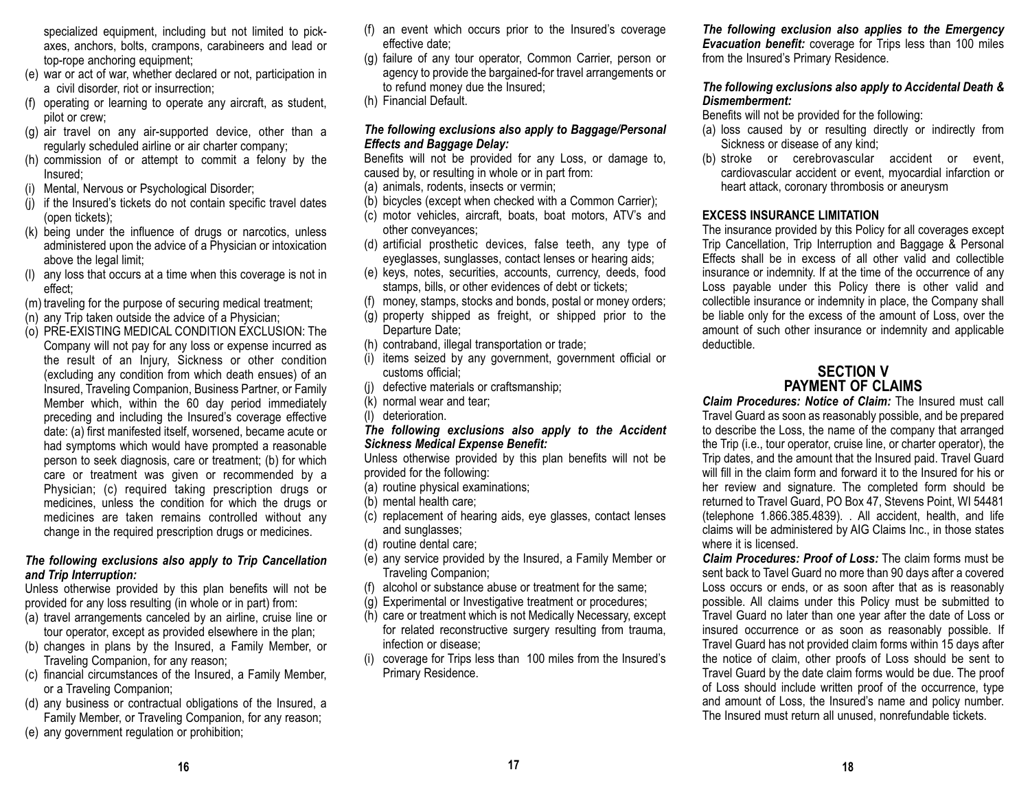specialized equipment, including but not limited to pick-axes, anchors, bolts, crampons, carabineers and lead or top-rope anchoring equipment;

(e) war or act of war, whether declared or not, participation in a civil disorder, riot or insurrection;

(f) operating or learning to operate any aircraft, as student, pilot or crew;

(g) air travel on any air-supported device, other than a regularly scheduled airline or air charter company;

(h) commission of or attempt to commit a felony by the Insured;

(i) Mental, Nervous or Psychological Disorder;

(j) if the Insured's tickets do not contain specific travel dates (open tickets);

(k) being under the influence of drugs or narcotics, unless administered upon the advice of a Physician or intoxication above the legal limit;

(l) any loss that occurs at a time when this coverage is not in effect;

(m) traveling for the purpose of securing medical treatment;

(n) any Trip taken outside the advice of a Physician;

(o) PRE-EXISTING MEDICAL CONDITION EXCLUSION: The Company will not pay for any loss or expense incurred as the result of an Injury, Sickness or other condition (excluding any condition from which death ensues) of an Insured, Traveling Companion, Business Partner, or Family Member which, within the 60 day period immediately preceding and including the Insured's coverage effective date: (a) first manifested itself, worsened, became acute or had symptoms which would have prompted a reasonable person to seek diagnosis, care or treatment; (b) for which care or treatment was given or recommended by a Physician; (c) required taking prescription drugs or medicines, unless the condition for which the drugs or medicines are taken remains controlled without any change in the required prescription drugs or medicines.

***The following exclusions also apply to Trip Cancellation and Trip Interruption:***

Unless otherwise provided by this plan benefits will not be provided for any loss resulting (in whole or in part) from:

(a) travel arrangements canceled by an airline, cruise line or tour operator, except as provided elsewhere in the plan;

(b) changes in plans by the Insured, a Family Member, or Traveling Companion, for any reason;

(c) financial circumstances of the Insured, a Family Member, or a Traveling Companion;

(d) any business or contractual obligations of the Insured, a Family Member, or Traveling Companion, for any reason;

(e) any government regulation or prohibition;

(f) an event which occurs prior to the Insured's coverage effective date;

(g) failure of any tour operator, Common Carrier, person or agency to provide the bargained-for travel arrangements or to refund money due the Insured;

(h) Financial Default.

***The following exclusions also apply to Baggage/Personal Effects and Baggage Delay:***

Benefits will not be provided for any Loss, or damage to, caused by, or resulting in whole or in part from:

(a) animals, rodents, insects or vermin;

(b) bicycles (except when checked with a Common Carrier);

(c) motor vehicles, aircraft, boats, boat motors, ATV's and other conveyances;

(d) artificial prosthetic devices, false teeth, any type of eyeglasses, sunglasses, contact lenses or hearing aids;

(e) keys, notes, securities, accounts, currency, deeds, food stamps, bills, or other evidences of debt or tickets;

(f) money, stamps, stocks and bonds, postal or money orders;

(g) property shipped as freight, or shipped prior to the Departure Date;

(h) contraband, illegal transportation or trade;

(i) items seized by any government, government official or customs official;

(j) defective materials or craftsmanship;

(k) normal wear and tear;

(l) deterioration.

***The following exclusions also apply to the Accident Sickness Medical Expense Benefit:***

Unless otherwise provided by this plan benefits will not be provided for the following:

(a) routine physical examinations;

(b) mental health care;

(c) replacement of hearing aids, eye glasses, contact lenses and sunglasses;

(d) routine dental care;

(e) any service provided by the Insured, a Family Member or Traveling Companion;

(f) alcohol or substance abuse or treatment for the same;

(g) Experimental or Investigative treatment or procedures;

(h) care or treatment which is not Medically Necessary, except for related reconstructive surgery resulting from trauma, infection or disease;

(i) coverage for Trips less than 100 miles from the Insured's Primary Residence.

***The following exclusion also applies to the Emergency Evacuation benefit:*** coverage for Trips less than 100 miles from the Insured's Primary Residence.

***The following exclusions also apply to Accidental Death & Dismemberment:***

Benefits will not be provided for the following:

(a) loss caused by or resulting directly or indirectly from Sickness or disease of any kind;

(b) stroke or cerebrovascular accident or event, cardiovascular accident or event, myocardial infarction or heart attack, coronary thrombosis or aneurysm

**EXCESS INSURANCE LIMITATION**

The insurance provided by this Policy for all coverages except Trip Cancellation, Trip Interruption and Baggage & Personal Effects shall be in excess of all other valid and collectible insurance or indemnity. If at the time of the occurrence of any Loss payable under this Policy there is other valid and collectible insurance or indemnity in place, the Company shall be liable only for the excess of the amount of Loss, over the amount of such other insurance or indemnity and applicable deductible.

## SECTION V
## PAYMENT OF CLAIMS

***Claim Procedures: Notice of Claim:*** The Insured must call Travel Guard as soon as reasonably possible, and be prepared to describe the Loss, the name of the company that arranged the Trip (i.e., tour operator, cruise line, or charter operator), the Trip dates, and the amount that the Insured paid. Travel Guard will fill in the claim form and forward it to the Insured for his or her review and signature. The completed form should be returned to Travel Guard, PO Box 47, Stevens Point, WI 54481 (telephone 1.866.385.4839). . All accident, health, and life claims will be administered by AIG Claims Inc., in those states where it is licensed.

***Claim Procedures: Proof of Loss:*** The claim forms must be sent back to Tavel Guard no more than 90 days after a covered Loss occurs or ends, or as soon after that as is reasonably possible. All claims under this Policy must be submitted to Travel Guard no later than one year after the date of Loss or insured occurrence or as soon as reasonably possible. If Travel Guard has not provided claim forms within 15 days after the notice of claim, other proofs of Loss should be sent to Travel Guard by the date claim forms would be due. The proof of Loss should include written proof of the occurrence, type and amount of Loss, the Insured's name and policy number. The Insured must return all unused, nonrefundable tickets.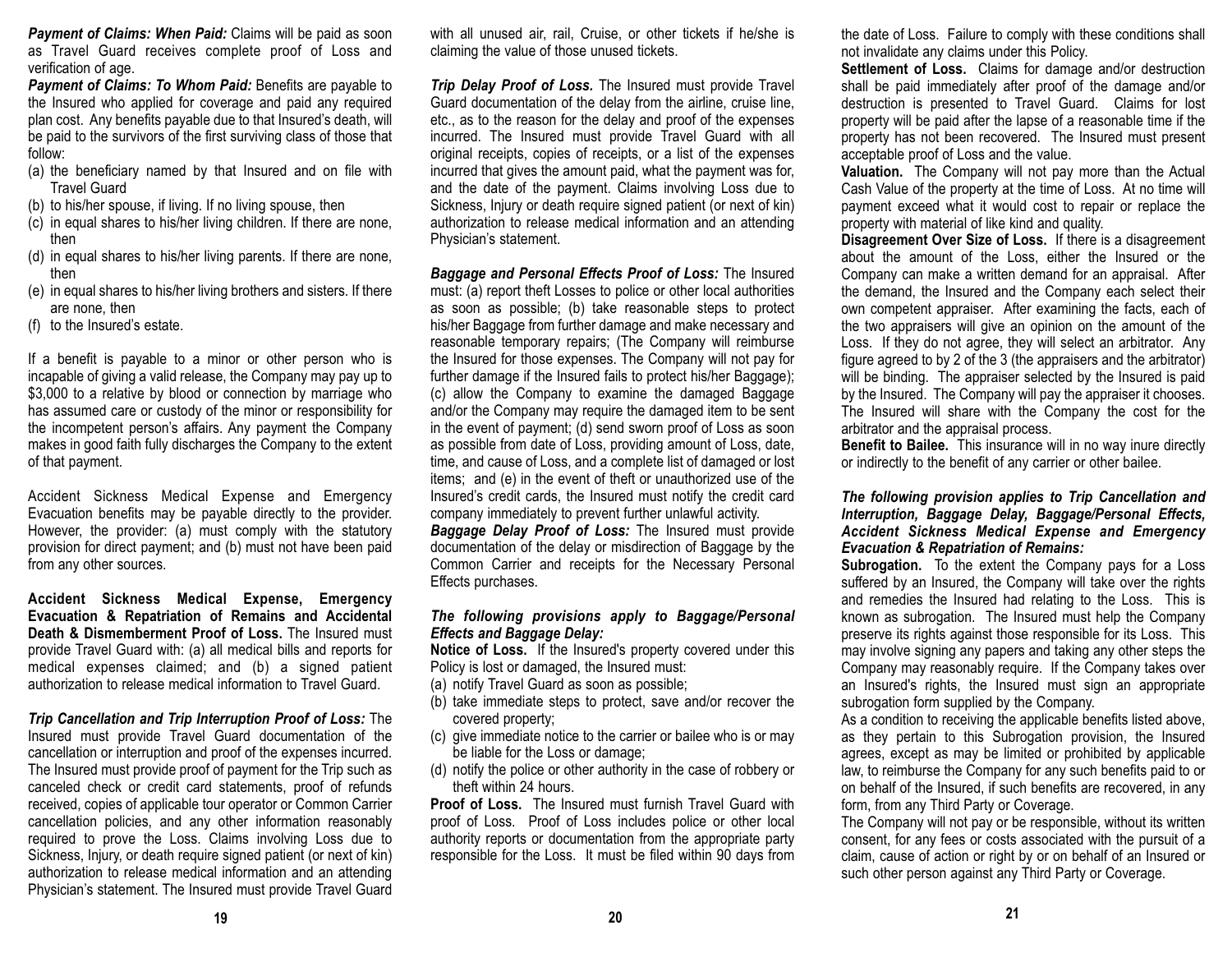***Payment of Claims: When Paid:*** Claims will be paid as soon as Travel Guard receives complete proof of Loss and verification of age.

***Payment of Claims: To Whom Paid:*** Benefits are payable to the Insured who applied for coverage and paid any required plan cost. Any benefits payable due to that Insured's death, will be paid to the survivors of the first surviving class of those that follow:

(a) the beneficiary named by that Insured and on file with Travel Guard
(b) to his/her spouse, if living. If no living spouse, then
(c) in equal shares to his/her living children. If there are none, then
(d) in equal shares to his/her living parents. If there are none, then
(e) in equal shares to his/her living brothers and sisters. If there are none, then
(f) to the Insured's estate.

If a benefit is payable to a minor or other person who is incapable of giving a valid release, the Company may pay up to $3,000 to a relative by blood or connection by marriage who has assumed care or custody of the minor or responsibility for the incompetent person's affairs. Any payment the Company makes in good faith fully discharges the Company to the extent of that payment.

Accident Sickness Medical Expense and Emergency Evacuation benefits may be payable directly to the provider. However, the provider: (a) must comply with the statutory provision for direct payment; and (b) must not have been paid from any other sources.

**Accident Sickness Medical Expense, Emergency Evacuation & Repatriation of Remains and Accidental Death & Dismemberment Proof of Loss.** The Insured must provide Travel Guard with: (a) all medical bills and reports for medical expenses claimed; and (b) a signed patient authorization to release medical information to Travel Guard.

***Trip Cancellation and Trip Interruption Proof of Loss:*** The Insured must provide Travel Guard documentation of the cancellation or interruption and proof of the expenses incurred. The Insured must provide proof of payment for the Trip such as canceled check or credit card statements, proof of refunds received, copies of applicable tour operator or Common Carrier cancellation policies, and any other information reasonably required to prove the Loss. Claims involving Loss due to Sickness, Injury, or death require signed patient (or next of kin) authorization to release medical information and an attending Physician's statement. The Insured must provide Travel Guard with all unused air, rail, Cruise, or other tickets if he/she is claiming the value of those unused tickets.

***Trip Delay Proof of Loss.*** The Insured must provide Travel Guard documentation of the delay from the airline, cruise line, etc., as to the reason for the delay and proof of the expenses incurred. The Insured must provide Travel Guard with all original receipts, copies of receipts, or a list of the expenses incurred that gives the amount paid, what the payment was for, and the date of the payment. Claims involving Loss due to Sickness, Injury or death require signed patient (or next of kin) authorization to release medical information and an attending Physician's statement.

***Baggage and Personal Effects Proof of Loss:*** The Insured must: (a) report theft Losses to police or other local authorities as soon as possible; (b) take reasonable steps to protect his/her Baggage from further damage and make necessary and reasonable temporary repairs; (The Company will reimburse the Insured for those expenses. The Company will not pay for further damage if the Insured fails to protect his/her Baggage); (c) allow the Company to examine the damaged Baggage and/or the Company may require the damaged item to be sent in the event of payment; (d) send sworn proof of Loss as soon as possible from date of Loss, providing amount of Loss, date, time, and cause of Loss, and a complete list of damaged or lost items; and (e) in the event of theft or unauthorized use of the Insured's credit cards, the Insured must notify the credit card company immediately to prevent further unlawful activity.

***Baggage Delay Proof of Loss:*** The Insured must provide documentation of the delay or misdirection of Baggage by the Common Carrier and receipts for the Necessary Personal Effects purchases.

***The following provisions apply to Baggage/Personal Effects and Baggage Delay:***

**Notice of Loss.** If the Insured's property covered under this Policy is lost or damaged, the Insured must:

(a) notify Travel Guard as soon as possible;
(b) take immediate steps to protect, save and/or recover the covered property;
(c) give immediate notice to the carrier or bailee who is or may be liable for the Loss or damage;
(d) notify the police or other authority in the case of robbery or theft within 24 hours.

**Proof of Loss.** The Insured must furnish Travel Guard with proof of Loss. Proof of Loss includes police or other local authority reports or documentation from the appropriate party responsible for the Loss. It must be filed within 90 days from the date of Loss. Failure to comply with these conditions shall not invalidate any claims under this Policy.

**Settlement of Loss.** Claims for damage and/or destruction shall be paid immediately after proof of the damage and/or destruction is presented to Travel Guard. Claims for lost property will be paid after the lapse of a reasonable time if the property has not been recovered. The Insured must present acceptable proof of Loss and the value.

**Valuation.** The Company will not pay more than the Actual Cash Value of the property at the time of Loss. At no time will payment exceed what it would cost to repair or replace the property with material of like kind and quality.

**Disagreement Over Size of Loss.** If there is a disagreement about the amount of the Loss, either the Insured or the Company can make a written demand for an appraisal. After the demand, the Insured and the Company each select their own competent appraiser. After examining the facts, each of the two appraisers will give an opinion on the amount of the Loss. If they do not agree, they will select an arbitrator. Any figure agreed to by 2 of the 3 (the appraisers and the arbitrator) will be binding. The appraiser selected by the Insured is paid by the Insured. The Company will pay the appraiser it chooses. The Insured will share with the Company the cost for the arbitrator and the appraisal process.

**Benefit to Bailee.** This insurance will in no way inure directly or indirectly to the benefit of any carrier or other bailee.

***The following provision applies to Trip Cancellation and Interruption, Baggage Delay, Baggage/Personal Effects, Accident Sickness Medical Expense and Emergency Evacuation & Repatriation of Remains:***

**Subrogation.** To the extent the Company pays for a Loss suffered by an Insured, the Company will take over the rights and remedies the Insured had relating to the Loss. This is known as subrogation. The Insured must help the Company preserve its rights against those responsible for its Loss. This may involve signing any papers and taking any other steps the Company may reasonably require. If the Company takes over an Insured's rights, the Insured must sign an appropriate subrogation form supplied by the Company.

As a condition to receiving the applicable benefits listed above, as they pertain to this Subrogation provision, the Insured agrees, except as may be limited or prohibited by applicable law, to reimburse the Company for any such benefits paid to or on behalf of the Insured, if such benefits are recovered, in any form, from any Third Party or Coverage.

The Company will not pay or be responsible, without its written consent, for any fees or costs associated with the pursuit of a claim, cause of action or right by or on behalf of an Insured or such other person against any Third Party or Coverage.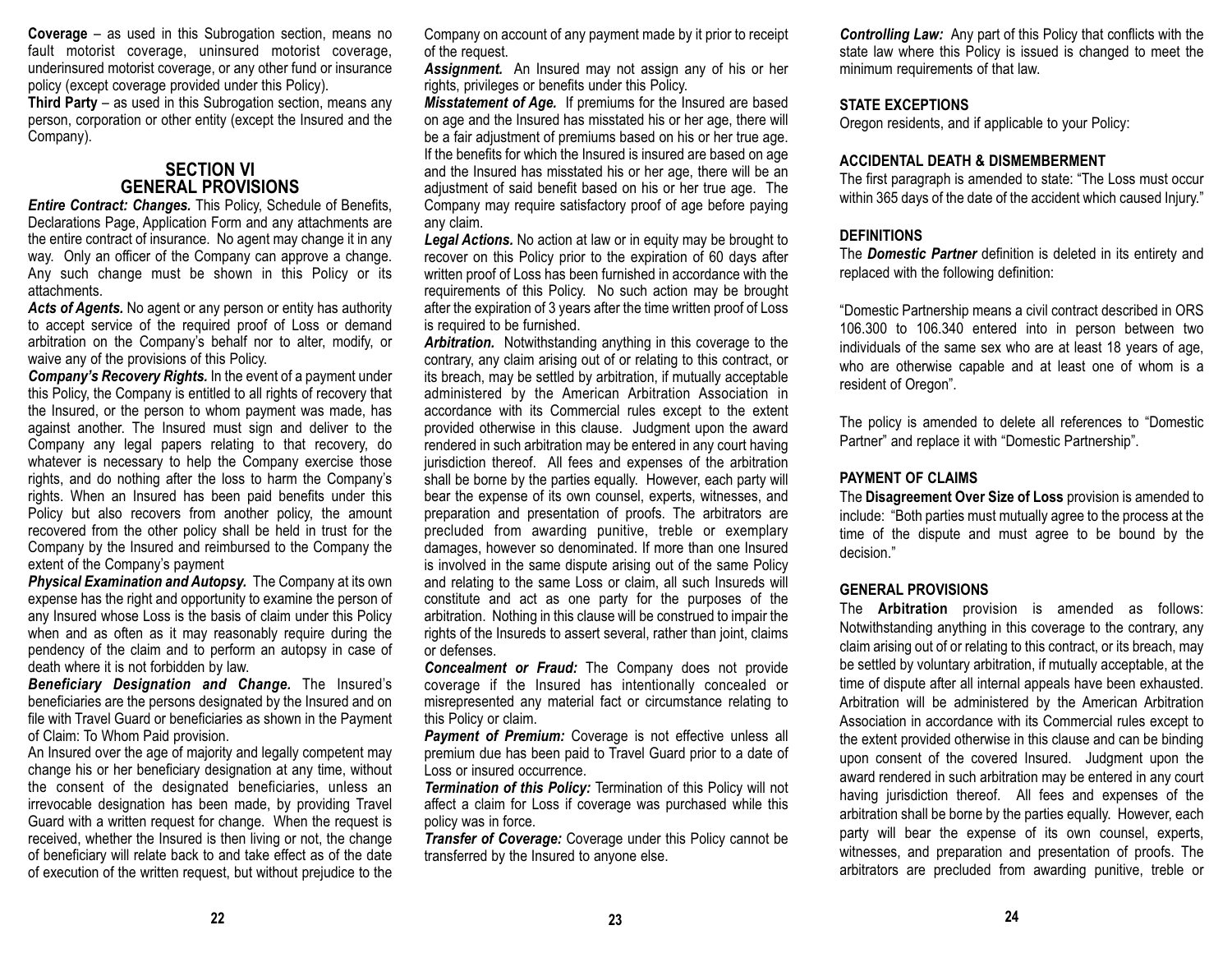**Coverage** – as used in this Subrogation section, means no fault motorist coverage, uninsured motorist coverage, underinsured motorist coverage, or any other fund or insurance policy (except coverage provided under this Policy).

**Third Party** – as used in this Subrogation section, means any person, corporation or other entity (except the Insured and the Company).

## SECTION VI
## GENERAL PROVISIONS

***Entire Contract: Changes.*** This Policy, Schedule of Benefits, Declarations Page, Application Form and any attachments are the entire contract of insurance. No agent may change it in any way. Only an officer of the Company can approve a change. Any such change must be shown in this Policy or its attachments.

***Acts of Agents.*** No agent or any person or entity has authority to accept service of the required proof of Loss or demand arbitration on the Company's behalf nor to alter, modify, or waive any of the provisions of this Policy.

***Company's Recovery Rights.*** In the event of a payment under this Policy, the Company is entitled to all rights of recovery that the Insured, or the person to whom payment was made, has against another. The Insured must sign and deliver to the Company any legal papers relating to that recovery, do whatever is necessary to help the Company exercise those rights, and do nothing after the loss to harm the Company's rights. When an Insured has been paid benefits under this Policy but also recovers from another policy, the amount recovered from the other policy shall be held in trust for the Company by the Insured and reimbursed to the Company the extent of the Company's payment

***Physical Examination and Autopsy.*** The Company at its own expense has the right and opportunity to examine the person of any Insured whose Loss is the basis of claim under this Policy when and as often as it may reasonably require during the pendency of the claim and to perform an autopsy in case of death where it is not forbidden by law.

***Beneficiary Designation and Change.*** The Insured's beneficiaries are the persons designated by the Insured and on file with Travel Guard or beneficiaries as shown in the Payment of Claim: To Whom Paid provision.

An Insured over the age of majority and legally competent may change his or her beneficiary designation at any time, without the consent of the designated beneficiaries, unless an irrevocable designation has been made, by providing Travel Guard with a written request for change. When the request is received, whether the Insured is then living or not, the change of beneficiary will relate back to and take effect as of the date of execution of the written request, but without prejudice to the Company on account of any payment made by it prior to receipt of the request.

***Assignment.*** An Insured may not assign any of his or her rights, privileges or benefits under this Policy.

***Misstatement of Age.*** If premiums for the Insured are based on age and the Insured has misstated his or her age, there will be a fair adjustment of premiums based on his or her true age. If the benefits for which the Insured is insured are based on age and the Insured has misstated his or her age, there will be an adjustment of said benefit based on his or her true age. The Company may require satisfactory proof of age before paying any claim.

***Legal Actions.*** No action at law or in equity may be brought to recover on this Policy prior to the expiration of 60 days after written proof of Loss has been furnished in accordance with the requirements of this Policy. No such action may be brought after the expiration of 3 years after the time written proof of Loss is required to be furnished.

***Arbitration.*** Notwithstanding anything in this coverage to the contrary, any claim arising out of or relating to this contract, or its breach, may be settled by arbitration, if mutually acceptable administered by the American Arbitration Association in accordance with its Commercial rules except to the extent provided otherwise in this clause. Judgment upon the award rendered in such arbitration may be entered in any court having jurisdiction thereof. All fees and expenses of the arbitration shall be borne by the parties equally. However, each party will bear the expense of its own counsel, experts, witnesses, and preparation and presentation of proofs. The arbitrators are precluded from awarding punitive, treble or exemplary damages, however so denominated. If more than one Insured is involved in the same dispute arising out of the same Policy and relating to the same Loss or claim, all such Insureds will constitute and act as one party for the purposes of the arbitration. Nothing in this clause will be construed to impair the rights of the Insureds to assert several, rather than joint, claims or defenses.

***Concealment or Fraud:*** The Company does not provide coverage if the Insured has intentionally concealed or misrepresented any material fact or circumstance relating to this Policy or claim.

***Payment of Premium:*** Coverage is not effective unless all premium due has been paid to Travel Guard prior to a date of Loss or insured occurrence.

***Termination of this Policy:*** Termination of this Policy will not affect a claim for Loss if coverage was purchased while this policy was in force.

***Transfer of Coverage:*** Coverage under this Policy cannot be transferred by the Insured to anyone else.

***Controlling Law:*** Any part of this Policy that conflicts with the state law where this Policy is issued is changed to meet the minimum requirements of that law.

**STATE EXCEPTIONS**

Oregon residents, and if applicable to your Policy:

**ACCIDENTAL DEATH & DISMEMBERMENT**

The first paragraph is amended to state: "The Loss must occur within 365 days of the date of the accident which caused Injury."

**DEFINITIONS**

The ***Domestic Partner*** definition is deleted in its entirety and replaced with the following definition:

"Domestic Partnership means a civil contract described in ORS 106.300 to 106.340 entered into in person between two individuals of the same sex who are at least 18 years of age, who are otherwise capable and at least one of whom is a resident of Oregon".

The policy is amended to delete all references to "Domestic Partner" and replace it with "Domestic Partnership".

**PAYMENT OF CLAIMS**

The **Disagreement Over Size of Loss** provision is amended to include: "Both parties must mutually agree to the process at the time of the dispute and must agree to be bound by the decision."

**GENERAL PROVISIONS**

The **Arbitration** provision is amended as follows: Notwithstanding anything in this coverage to the contrary, any claim arising out of or relating to this contract, or its breach, may be settled by voluntary arbitration, if mutually acceptable, at the time of dispute after all internal appeals have been exhausted. Arbitration will be administered by the American Arbitration Association in accordance with its Commercial rules except to the extent provided otherwise in this clause and can be binding upon consent of the covered Insured. Judgment upon the award rendered in such arbitration may be entered in any court having jurisdiction thereof. All fees and expenses of the arbitration shall be borne by the parties equally. However, each party will bear the expense of its own counsel, experts, witnesses, and preparation and presentation of proofs. The arbitrators are precluded from awarding punitive, treble or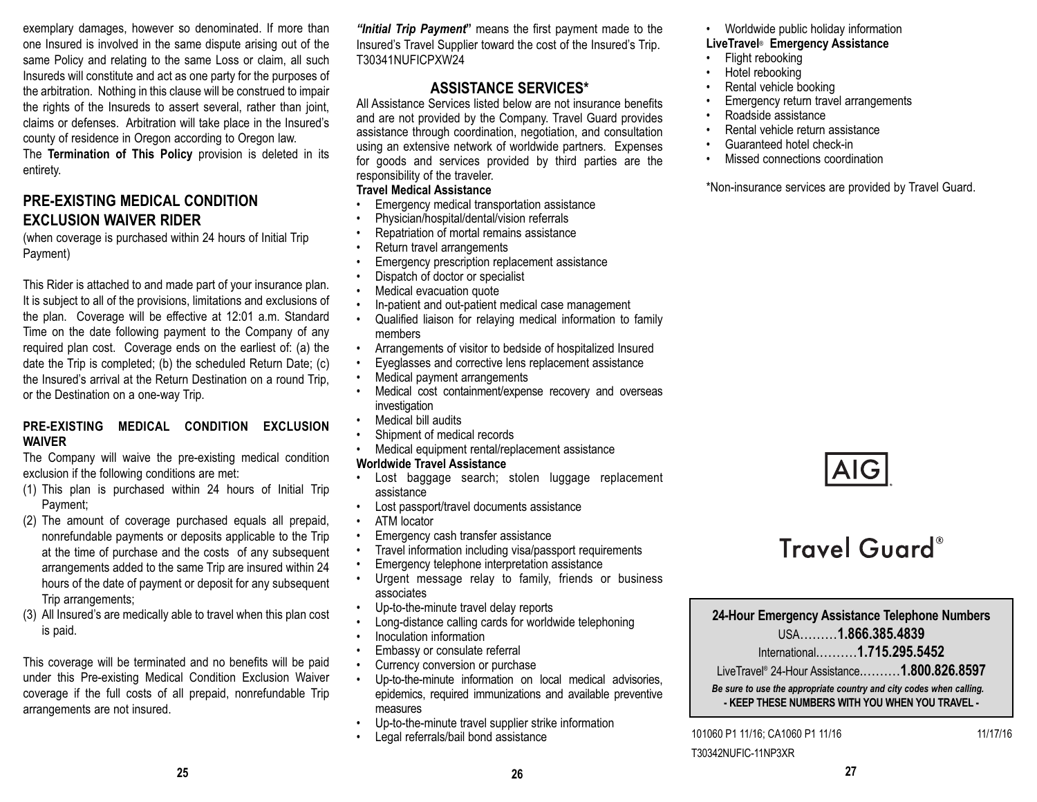exemplary damages, however so denominated. If more than one Insured is involved in the same dispute arising out of the same Policy and relating to the same Loss or claim, all such Insureds will constitute and act as one party for the purposes of the arbitration. Nothing in this clause will be construed to impair the rights of the Insureds to assert several, rather than joint, claims or defenses. Arbitration will take place in the Insured's county of residence in Oregon according to Oregon law.

The **Termination of This Policy** provision is deleted in its entirety.

## PRE-EXISTING MEDICAL CONDITION EXCLUSION WAIVER RIDER

(when coverage is purchased within 24 hours of Initial Trip Payment)

This Rider is attached to and made part of your insurance plan. It is subject to all of the provisions, limitations and exclusions of the plan. Coverage will be effective at 12:01 a.m. Standard Time on the date following payment to the Company of any required plan cost. Coverage ends on the earliest of: (a) the date the Trip is completed; (b) the scheduled Return Date; (c) the Insured's arrival at the Return Destination on a round Trip, or the Destination on a one-way Trip.

### PRE-EXISTING MEDICAL CONDITION EXCLUSION WAIVER

The Company will waive the pre-existing medical condition exclusion if the following conditions are met:

(1) This plan is purchased within 24 hours of Initial Trip Payment;

(2) The amount of coverage purchased equals all prepaid, nonrefundable payments or deposits applicable to the Trip at the time of purchase and the costs of any subsequent arrangements added to the same Trip are insured within 24 hours of the date of payment or deposit for any subsequent Trip arrangements;

(3) All Insured's are medically able to travel when this plan cost is paid.

This coverage will be terminated and no benefits will be paid under this Pre-existing Medical Condition Exclusion Waiver coverage if the full costs of all prepaid, nonrefundable Trip arrangements are not insured.

***"Initial Trip Payment"*** means the first payment made to the Insured's Travel Supplier toward the cost of the Insured's Trip.

T30341NUFICPXW24

## ASSISTANCE SERVICES*

All Assistance Services listed below are not insurance benefits and are not provided by the Company. Travel Guard provides assistance through coordination, negotiation, and consultation using an extensive network of worldwide partners. Expenses for goods and services provided by third parties are the responsibility of the traveler.

**Travel Medical Assistance**

- Emergency medical transportation assistance
- Physician/hospital/dental/vision referrals
- Repatriation of mortal remains assistance
- Return travel arrangements
- Emergency prescription replacement assistance
- Dispatch of doctor or specialist
- Medical evacuation quote
- In-patient and out-patient medical case management
- Qualified liaison for relaying medical information to family members
- Arrangements of visitor to bedside of hospitalized Insured
- Eyeglasses and corrective lens replacement assistance
- Medical payment arrangements
- Medical cost containment/expense recovery and overseas investigation
- Medical bill audits
- Shipment of medical records
- Medical equipment rental/replacement assistance

**Worldwide Travel Assistance**

- Lost baggage search; stolen luggage replacement assistance
- Lost passport/travel documents assistance
- ATM locator
- Emergency cash transfer assistance
- Travel information including visa/passport requirements
- Emergency telephone interpretation assistance
- Urgent message relay to family, friends or business associates
- Up-to-the-minute travel delay reports
- Long-distance calling cards for worldwide telephoning
- Inoculation information
- Embassy or consulate referral
- Currency conversion or purchase
- Up-to-the-minute information on local medical advisories, epidemics, required immunizations and available preventive measures
- Up-to-the-minute travel supplier strike information
- Legal referrals/bail bond assistance
- Worldwide public holiday information

**LiveTravel® Emergency Assistance**

- Flight rebooking
- Hotel rebooking
- Rental vehicle booking
- Emergency return travel arrangements
- Roadside assistance
- Rental vehicle return assistance
- Guaranteed hotel check-in
- Missed connections coordination

*Non-insurance services are provided by Travel Guard.

AIG

Travel Guard®

**24-Hour Emergency Assistance Telephone Numbers**

USA………**1.866.385.4839**

International.………**1.715.295.5452**

LiveTravel® 24-Hour Assistance.………**1.800.826.8597**

***Be sure to use the appropriate country and city codes when calling.***

**- KEEP THESE NUMBERS WITH YOU WHEN YOU TRAVEL -**

101060 P1 11/16; CA1060 P1 11/16 11/17/16

T30342NUFIC-11NP3XR